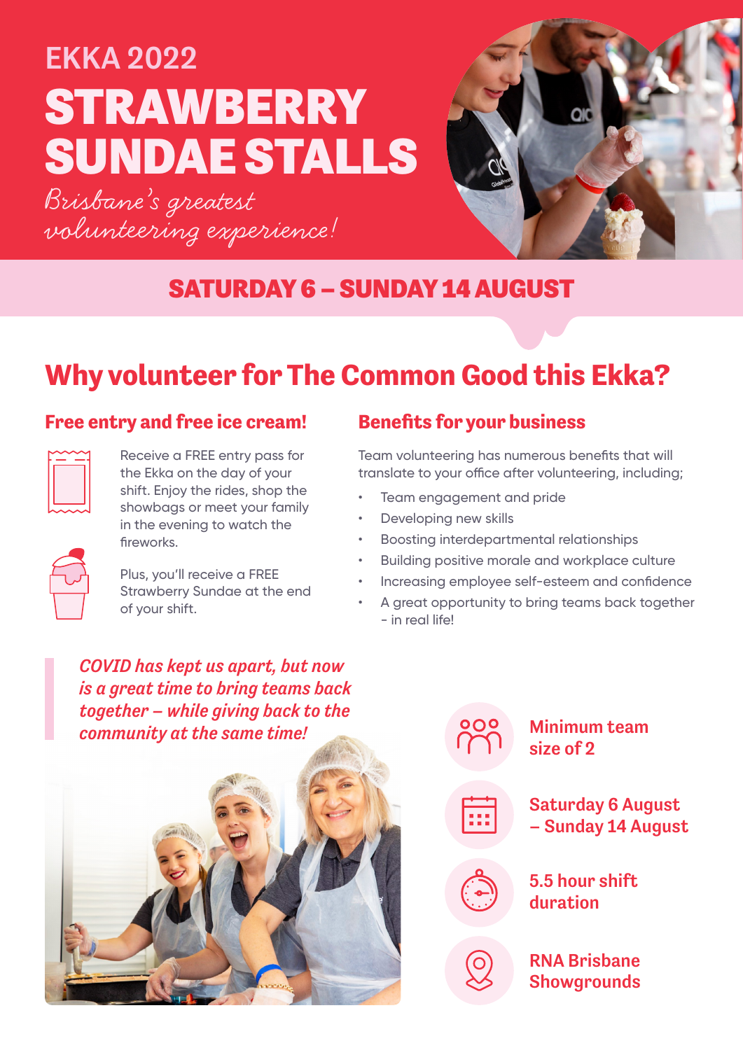# EKKA 2022

# STRAWBERRY SUNDAE STALLS

*Brisbane's greatest volunteering experience!*

**SATURDAY 6 – SUNDAY 14 AUGUST**

## Why volunteer for The Common Good this Ekka?

### Free entry and free ice cream!

Receive a FREE entry pass for the Ekka on the day of your shift. Enjoy the rides, shop the showbags or meet your family in the evening to watch the fireworks.

Plus, you'll receive a FREE Strawberry Sundae at the end of your shift.

### Benefits for your business

Team volunteering has numerous benefits that will translate to your office after volunteering, including;

- Team engagement and pride
- Developing new skills
- Boosting interdepartmental relationships
- Building positive morale and workplace culture
- Increasing employee self-esteem and confidence
- A great opportunity to bring teams back together - in real life!

> *COVID has kept us apart, but now is a great time to bring teams back together – while giving back to the community at the same time!*

**Minimum team size of 2**

**Saturday 6 August – Sunday 14 August**

**5.5 hour shift duration**

**RNA Brisbane Showgrounds**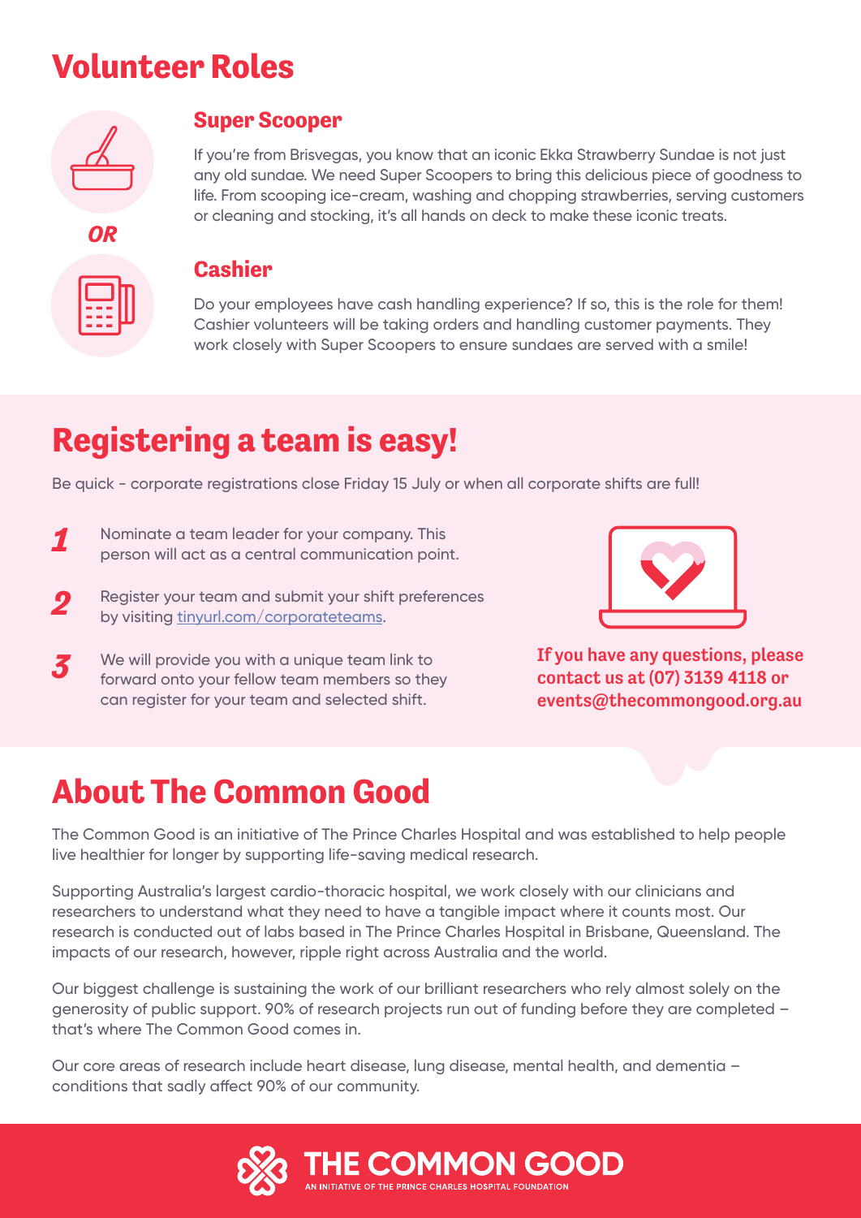# Volunteer Roles

### Super Scooper

If you're from Brisvegas, you know that an iconic Ekka Strawberry Sundae is not just any old sundae. We need Super Scoopers to bring this delicious piece of goodness to life. From scooping ice-cream, washing and chopping strawberries, serving customers or cleaning and stocking, it's all hands on deck to make these iconic treats.

***OR***

### Cashier

Do your employees have cash handling experience? If so, this is the role for them! Cashier volunteers will be taking orders and handling customer payments. They work closely with Super Scoopers to ensure sundaes are served with a smile!

## Registering a team is easy!

Be quick - corporate registrations close Friday 15 July or when all corporate shifts are full!

1. Nominate a team leader for your company. This person will act as a central communication point.
2. Register your team and submit your shift preferences by visiting tinyurl.com/corporateteams.
3. We will provide you with a unique team link to forward onto your fellow team members so they can register for your team and selected shift.

**If you have any questions, please contact us at (07) 3139 4118 or events@thecommongood.org.au**

## About The Common Good

The Common Good is an initiative of The Prince Charles Hospital and was established to help people live healthier for longer by supporting life-saving medical research.

Supporting Australia's largest cardio-thoracic hospital, we work closely with our clinicians and researchers to understand what they need to have a tangible impact where it counts most. Our research is conducted out of labs based in The Prince Charles Hospital in Brisbane, Queensland. The impacts of our research, however, ripple right across Australia and the world.

Our biggest challenge is sustaining the work of our brilliant researchers who rely almost solely on the generosity of public support. 90% of research projects run out of funding before they are completed – that's where The Common Good comes in.

Our core areas of research include heart disease, lung disease, mental health, and dementia – conditions that sadly affect 90% of our community.

**THE COMMON GOOD**
AN INITIATIVE OF THE PRINCE CHARLES HOSPITAL FOUNDATION